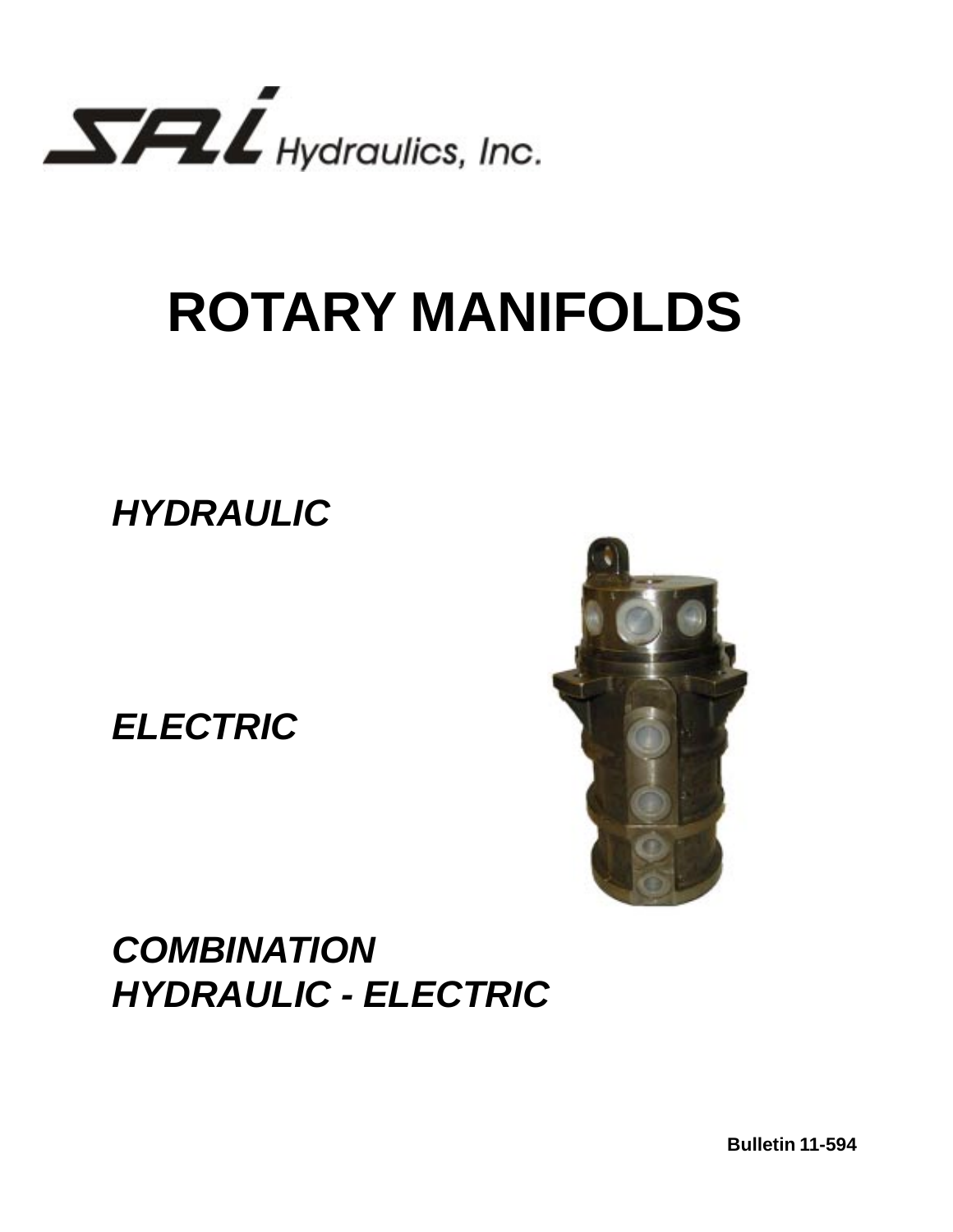SAI Hydraulics, Inc.

# ROTARY MANIFOLDS

***HYDRAULIC***

***ELECTRIC***

***COMBINATION***
***HYDRAULIC - ELECTRIC***

**Bulletin 11-594**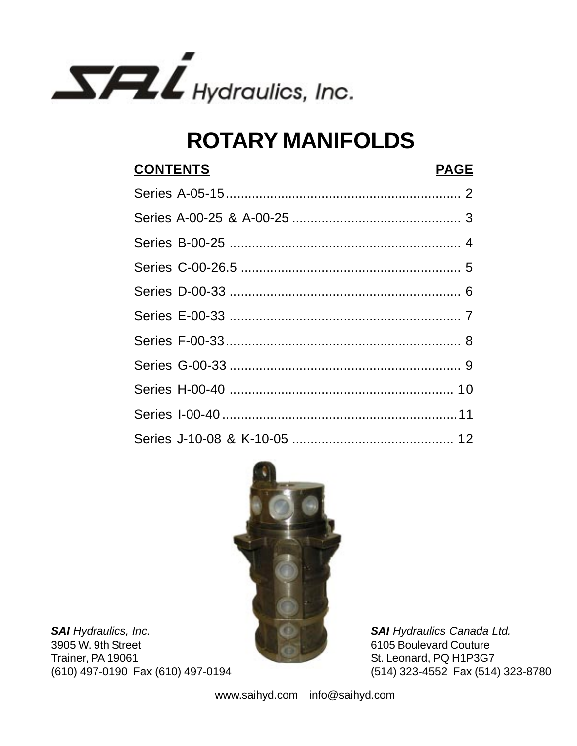SAI Hydraulics, Inc.

# ROTARY MANIFOLDS

| CONTENTS | PAGE |
|---|---|
| Series A-05-15 | 2 |
| Series A-00-25 & A-00-25 | 3 |
| Series B-00-25 | 4 |
| Series C-00-26.5 | 5 |
| Series D-00-33 | 6 |
| Series E-00-33 | 7 |
| Series F-00-33 | 8 |
| Series G-00-33 | 9 |
| Series H-00-40 | 10 |
| Series I-00-40 | 11 |
| Series J-10-08 & K-10-05 | 12 |

***SAI** Hydraulics, Inc.*
3905 W. 9th Street
Trainer, PA 19061
(610) 497-0190 Fax (610) 497-0194

***SAI** Hydraulics Canada Ltd.*
6105 Boulevard Couture
St. Leonard, PQ H1P3G7
(514) 323-4552 Fax (514) 323-8780

www.saihyd.com info@saihyd.com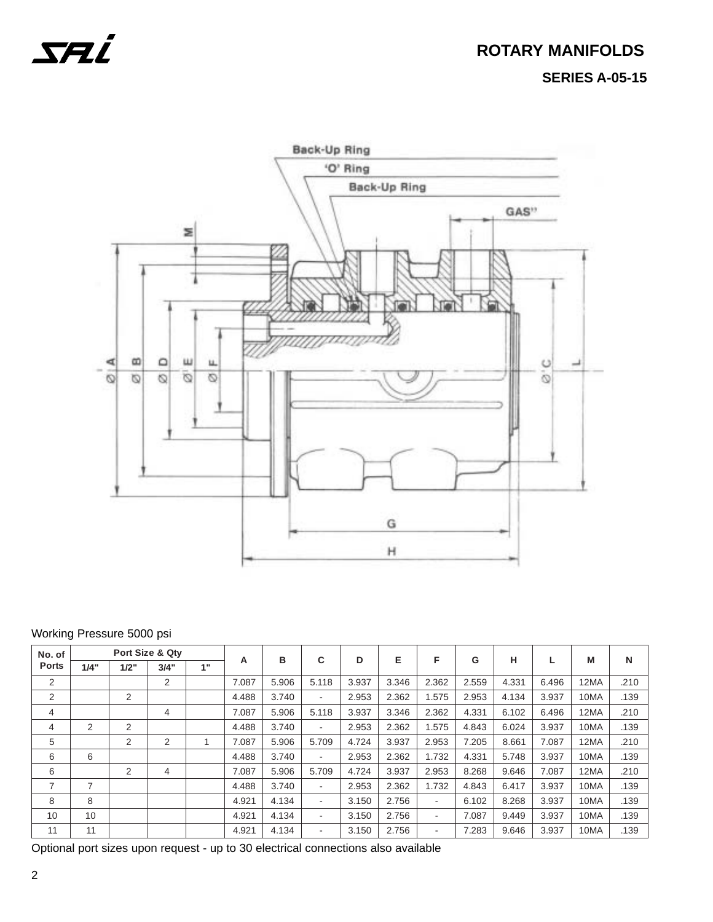# ROTARY MANIFOLDS

## SERIES A-05-15

Working Pressure 5000 psi

| No. of Ports | Port Size & Qty | | | | A | B | C | D | E | F | G | H | L | M | N |
|---|---|---|---|---|---|---|---|---|---|---|---|---|---|---|---|
| | 1/4" | 1/2" | 3/4" | 1" | | | | | | | | | | | |
| 2 | | | 2 | | 7.087 | 5.906 | 5.118 | 3.937 | 3.346 | 2.362 | 2.559 | 4.331 | 6.496 | 12MA | .210 |
| 2 | | 2 | | | 4.488 | 3.740 | - | 2.953 | 2.362 | 1.575 | 2.953 | 4.134 | 3.937 | 10MA | .139 |
| 4 | | | 4 | | 7.087 | 5.906 | 5.118 | 3.937 | 3.346 | 2.362 | 4.331 | 6.102 | 6.496 | 12MA | .210 |
| 4 | 2 | 2 | | | 4.488 | 3.740 | - | 2.953 | 2.362 | 1.575 | 4.843 | 6.024 | 3.937 | 10MA | .139 |
| 5 | | 2 | 2 | 1 | 7.087 | 5.906 | 5.709 | 4.724 | 3.937 | 2.953 | 7.205 | 8.661 | 7.087 | 12MA | .210 |
| 6 | 6 | | | | 4.488 | 3.740 | - | 2.953 | 2.362 | 1.732 | 4.331 | 5.748 | 3.937 | 10MA | .139 |
| 6 | | 2 | 4 | | 7.087 | 5.906 | 5.709 | 4.724 | 3.937 | 2.953 | 8.268 | 9.646 | 7.087 | 12MA | .210 |
| 7 | 7 | | | | 4.488 | 3.740 | - | 2.953 | 2.362 | 1.732 | 4.843 | 6.417 | 3.937 | 10MA | .139 |
| 8 | 8 | | | | 4.921 | 4.134 | - | 3.150 | 2.756 | - | 6.102 | 8.268 | 3.937 | 10MA | .139 |
| 10 | 10 | | | | 4.921 | 4.134 | - | 3.150 | 2.756 | - | 7.087 | 9.449 | 3.937 | 10MA | .139 |
| 11 | 11 | | | | 4.921 | 4.134 | - | 3.150 | 2.756 | - | 7.283 | 9.646 | 3.937 | 10MA | .139 |

Optional port sizes upon request - up to 30 electrical connections also available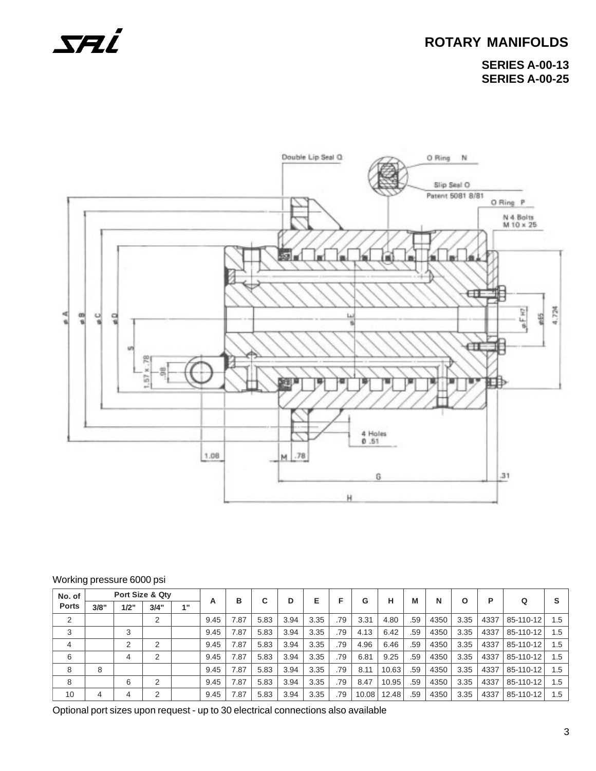# ROTARY MANIFOLDS

**SERIES A-00-13**
**SERIES A-00-25**

Working pressure 6000 psi

| No. of Ports | Port Size & Qty | | | | A | B | C | D | E | F | G | H | M | N | O | P | Q | S |
|---|---|---|---|---|---|---|---|---|---|---|---|---|---|---|---|---|---|---|
| | 3/8" | 1/2" | 3/4" | 1" | | | | | | | | | | | | | | |
| 2 | | | 2 | | 9.45 | 7.87 | 5.83 | 3.94 | 3.35 | .79 | 3.31 | 4.80 | .59 | 4350 | 3.35 | 4337 | 85-110-12 | 1.5 |
| 3 | | 3 | | | 9.45 | 7.87 | 5.83 | 3.94 | 3.35 | .79 | 4.13 | 6.42 | .59 | 4350 | 3.35 | 4337 | 85-110-12 | 1.5 |
| 4 | | 2 | 2 | | 9.45 | 7.87 | 5.83 | 3.94 | 3.35 | .79 | 4.96 | 6.46 | .59 | 4350 | 3.35 | 4337 | 85-110-12 | 1.5 |
| 6 | | 4 | 2 | | 9.45 | 7.87 | 5.83 | 3.94 | 3.35 | .79 | 6.81 | 9.25 | .59 | 4350 | 3.35 | 4337 | 85-110-12 | 1.5 |
| 8 | 8 | | | | 9.45 | 7.87 | 5.83 | 3.94 | 3.35 | .79 | 8.11 | 10.63 | .59 | 4350 | 3.35 | 4337 | 85-110-12 | 1.5 |
| 8 | | 6 | 2 | | 9.45 | 7.87 | 5.83 | 3.94 | 3.35 | .79 | 8.47 | 10.95 | .59 | 4350 | 3.35 | 4337 | 85-110-12 | 1.5 |
| 10 | 4 | 4 | 2 | | 9.45 | 7.87 | 5.83 | 3.94 | 3.35 | .79 | 10.08 | 12.48 | .59 | 4350 | 3.35 | 4337 | 85-110-12 | 1.5 |

Optional port sizes upon request - up to 30 electrical connections also available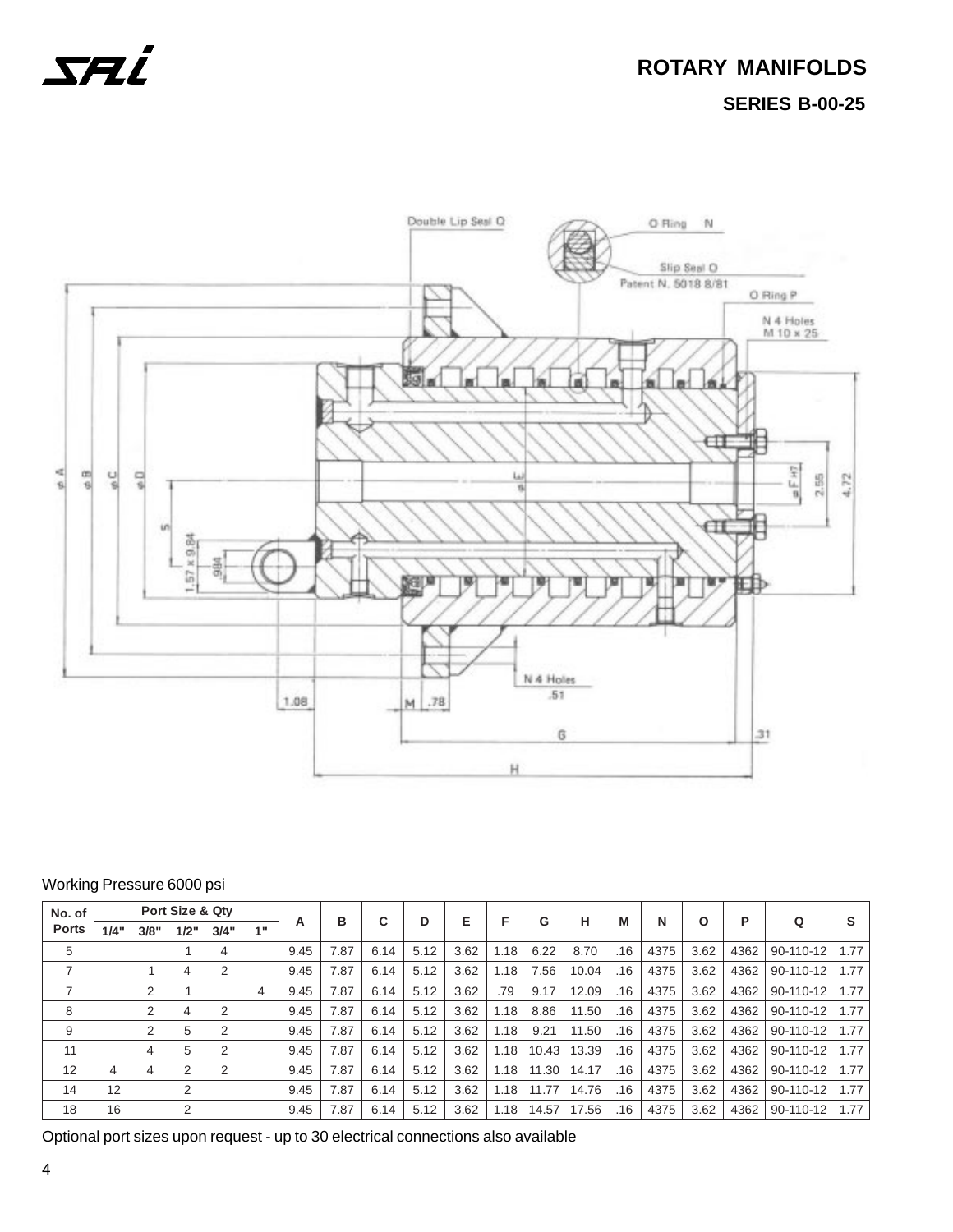# ROTARY MANIFOLDS

## SERIES B-00-25

Working Pressure 6000 psi

| No. of Ports | Port Size & Qty | | | | | A | B | C | D | E | F | G | H | M | N | O | P | Q | S |
|---|---|---|---|---|---|---|---|---|---|---|---|---|---|---|---|---|---|---|---|
| | 1/4" | 3/8" | 1/2" | 3/4" | 1" | | | | | | | | | | | | | | |
| 5 | | | 1 | 4 | | 9.45 | 7.87 | 6.14 | 5.12 | 3.62 | 1.18 | 6.22 | 8.70 | .16 | 4375 | 3.62 | 4362 | 90-110-12 | 1.77 |
| 7 | | 1 | 4 | 2 | | 9.45 | 7.87 | 6.14 | 5.12 | 3.62 | 1.18 | 7.56 | 10.04 | .16 | 4375 | 3.62 | 4362 | 90-110-12 | 1.77 |
| 7 | | 2 | 1 | | 4 | 9.45 | 7.87 | 6.14 | 5.12 | 3.62 | .79 | 9.17 | 12.09 | .16 | 4375 | 3.62 | 4362 | 90-110-12 | 1.77 |
| 8 | | 2 | 4 | 2 | | 9.45 | 7.87 | 6.14 | 5.12 | 3.62 | 1.18 | 8.86 | 11.50 | .16 | 4375 | 3.62 | 4362 | 90-110-12 | 1.77 |
| 9 | | 2 | 5 | 2 | | 9.45 | 7.87 | 6.14 | 5.12 | 3.62 | 1.18 | 9.21 | 11.50 | .16 | 4375 | 3.62 | 4362 | 90-110-12 | 1.77 |
| 11 | | 4 | 5 | 2 | | 9.45 | 7.87 | 6.14 | 5.12 | 3.62 | 1.18 | 10.43 | 13.39 | .16 | 4375 | 3.62 | 4362 | 90-110-12 | 1.77 |
| 12 | 4 | 4 | 2 | 2 | | 9.45 | 7.87 | 6.14 | 5.12 | 3.62 | 1.18 | 11.30 | 14.17 | .16 | 4375 | 3.62 | 4362 | 90-110-12 | 1.77 |
| 14 | 12 | | 2 | | | 9.45 | 7.87 | 6.14 | 5.12 | 3.62 | 1.18 | 11.77 | 14.76 | .16 | 4375 | 3.62 | 4362 | 90-110-12 | 1.77 |
| 18 | 16 | | 2 | | | 9.45 | 7.87 | 6.14 | 5.12 | 3.62 | 1.18 | 14.57 | 17.56 | .16 | 4375 | 3.62 | 4362 | 90-110-12 | 1.77 |

Optional port sizes upon request - up to 30 electrical connections also available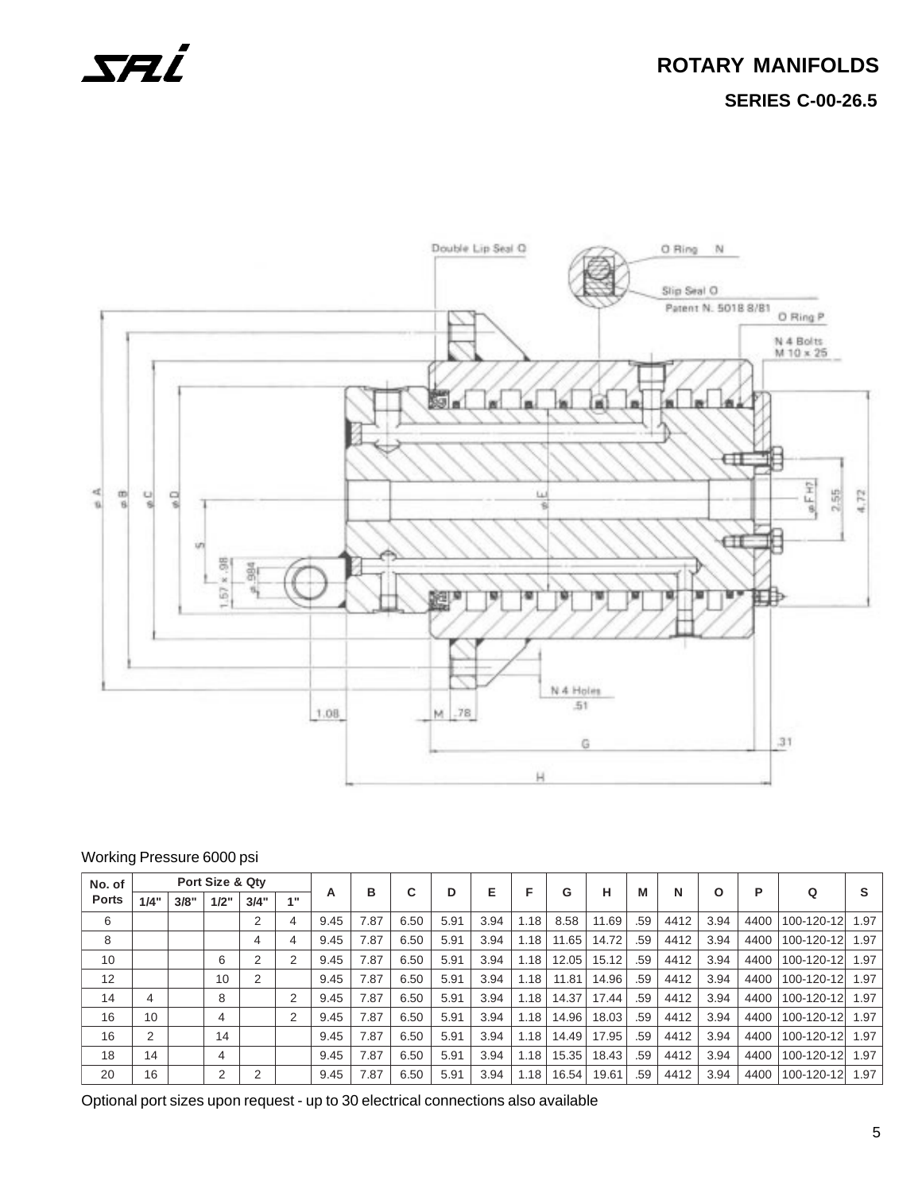# ROTARY MANIFOLDS

## SERIES C-00-26.5

Working Pressure 6000 psi

| No. of Ports | Port Size & Qty | | | | | A | B | C | D | E | F | G | H | M | N | O | P | Q | S |
|---|---|---|---|---|---|---|---|---|---|---|---|---|---|---|---|---|---|---|---|
| | 1/4" | 3/8" | 1/2" | 3/4" | 1" | | | | | | | | | | | | | | |
| 6 | | | | 2 | 4 | 9.45 | 7.87 | 6.50 | 5.91 | 3.94 | 1.18 | 8.58 | 11.69 | .59 | 4412 | 3.94 | 4400 | 100-120-12 | 1.97 |
| 8 | | | | 4 | 4 | 9.45 | 7.87 | 6.50 | 5.91 | 3.94 | 1.18 | 11.65 | 14.72 | .59 | 4412 | 3.94 | 4400 | 100-120-12 | 1.97 |
| 10 | | | 6 | 2 | 2 | 9.45 | 7.87 | 6.50 | 5.91 | 3.94 | 1.18 | 12.05 | 15.12 | .59 | 4412 | 3.94 | 4400 | 100-120-12 | 1.97 |
| 12 | | | 10 | 2 | | 9.45 | 7.87 | 6.50 | 5.91 | 3.94 | 1.18 | 11.81 | 14.96 | .59 | 4412 | 3.94 | 4400 | 100-120-12 | 1.97 |
| 14 | 4 | | 8 | | 2 | 9.45 | 7.87 | 6.50 | 5.91 | 3.94 | 1.18 | 14.37 | 17.44 | .59 | 4412 | 3.94 | 4400 | 100-120-12 | 1.97 |
| 16 | 10 | | 4 | | 2 | 9.45 | 7.87 | 6.50 | 5.91 | 3.94 | 1.18 | 14.96 | 18.03 | .59 | 4412 | 3.94 | 4400 | 100-120-12 | 1.97 |
| 16 | 2 | | 14 | | | 9.45 | 7.87 | 6.50 | 5.91 | 3.94 | 1.18 | 14.49 | 17.95 | .59 | 4412 | 3.94 | 4400 | 100-120-12 | 1.97 |
| 18 | 14 | | 4 | | | 9.45 | 7.87 | 6.50 | 5.91 | 3.94 | 1.18 | 15.35 | 18.43 | .59 | 4412 | 3.94 | 4400 | 100-120-12 | 1.97 |
| 20 | 16 | | 2 | 2 | | 9.45 | 7.87 | 6.50 | 5.91 | 3.94 | 1.18 | 16.54 | 19.61 | .59 | 4412 | 3.94 | 4400 | 100-120-12 | 1.97 |

Optional port sizes upon request - up to 30 electrical connections also available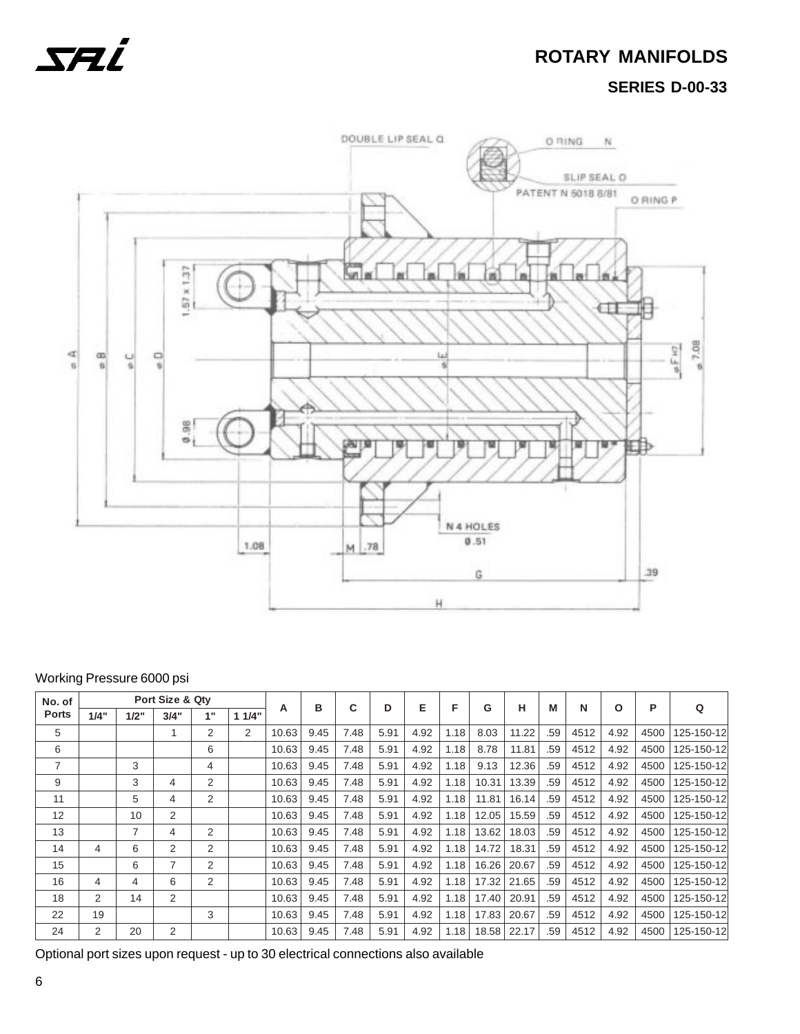# ROTARY MANIFOLDS

## SERIES D-00-33

Working Pressure 6000 psi

| No. of Ports | Port Size & Qty | | | | | A | B | C | D | E | F | G | H | M | N | O | P | Q |
|---|---|---|---|---|---|---|---|---|---|---|---|---|---|---|---|---|---|---|
| | 1/4" | 1/2" | 3/4" | 1" | 1 1/4" | | | | | | | | | | | | | |
| 5 | | | 1 | 2 | 2 | 10.63 | 9.45 | 7.48 | 5.91 | 4.92 | 1.18 | 8.03 | 11.22 | .59 | 4512 | 4.92 | 4500 | 125-150-12 |
| 6 | | | | 6 | | 10.63 | 9.45 | 7.48 | 5.91 | 4.92 | 1.18 | 8.78 | 11.81 | .59 | 4512 | 4.92 | 4500 | 125-150-12 |
| 7 | | 3 | | 4 | | 10.63 | 9.45 | 7.48 | 5.91 | 4.92 | 1.18 | 9.13 | 12.36 | .59 | 4512 | 4.92 | 4500 | 125-150-12 |
| 9 | | 3 | 4 | 2 | | 10.63 | 9.45 | 7.48 | 5.91 | 4.92 | 1.18 | 10.31 | 13.39 | .59 | 4512 | 4.92 | 4500 | 125-150-12 |
| 11 | | 5 | 4 | 2 | | 10.63 | 9.45 | 7.48 | 5.91 | 4.92 | 1.18 | 11.81 | 16.14 | .59 | 4512 | 4.92 | 4500 | 125-150-12 |
| 12 | | 10 | 2 | | | 10.63 | 9.45 | 7.48 | 5.91 | 4.92 | 1.18 | 12.05 | 15.59 | .59 | 4512 | 4.92 | 4500 | 125-150-12 |
| 13 | | 7 | 4 | 2 | | 10.63 | 9.45 | 7.48 | 5.91 | 4.92 | 1.18 | 13.62 | 18.03 | .59 | 4512 | 4.92 | 4500 | 125-150-12 |
| 14 | 4 | 6 | 2 | 2 | | 10.63 | 9.45 | 7.48 | 5.91 | 4.92 | 1.18 | 14.72 | 18.31 | .59 | 4512 | 4.92 | 4500 | 125-150-12 |
| 15 | | 6 | 7 | 2 | | 10.63 | 9.45 | 7.48 | 5.91 | 4.92 | 1.18 | 16.26 | 20.67 | .59 | 4512 | 4.92 | 4500 | 125-150-12 |
| 16 | 4 | 4 | 6 | 2 | | 10.63 | 9.45 | 7.48 | 5.91 | 4.92 | 1.18 | 17.32 | 21.65 | .59 | 4512 | 4.92 | 4500 | 125-150-12 |
| 18 | 2 | 14 | 2 | | | 10.63 | 9.45 | 7.48 | 5.91 | 4.92 | 1.18 | 17.40 | 20.91 | .59 | 4512 | 4.92 | 4500 | 125-150-12 |
| 22 | 19 | | | 3 | | 10.63 | 9.45 | 7.48 | 5.91 | 4.92 | 1.18 | 17.83 | 20.67 | .59 | 4512 | 4.92 | 4500 | 125-150-12 |
| 24 | 2 | 20 | 2 | | | 10.63 | 9.45 | 7.48 | 5.91 | 4.92 | 1.18 | 18.58 | 22.17 | .59 | 4512 | 4.92 | 4500 | 125-150-12 |

Optional port sizes upon request - up to 30 electrical connections also available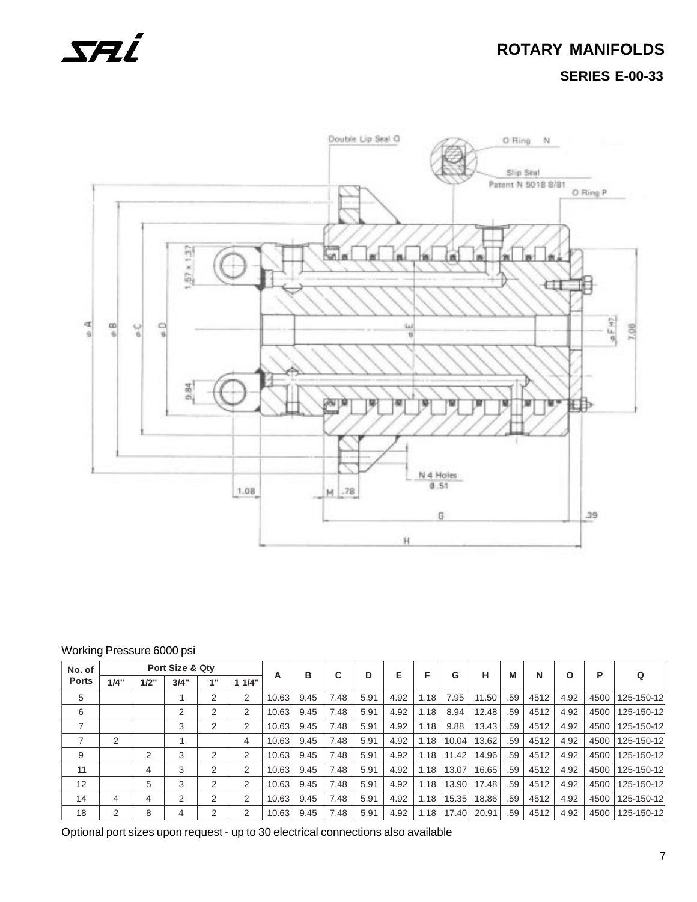# ROTARY MANIFOLDS

## SERIES E-00-33

Working Pressure 6000 psi

| No. of Ports | Port Size & Qty | | | | | A | B | C | D | E | F | G | H | M | N | O | P | Q |
|---|---|---|---|---|---|---|---|---|---|---|---|---|---|---|---|---|---|---|
| | 1/4" | 1/2" | 3/4" | 1" | 1 1/4" | | | | | | | | | | | | | |
| 5 | | | 1 | 2 | 2 | 10.63 | 9.45 | 7.48 | 5.91 | 4.92 | 1.18 | 7.95 | 11.50 | .59 | 4512 | 4.92 | 4500 | 125-150-12 |
| 6 | | | 2 | 2 | 2 | 10.63 | 9.45 | 7.48 | 5.91 | 4.92 | 1.18 | 8.94 | 12.48 | .59 | 4512 | 4.92 | 4500 | 125-150-12 |
| 7 | | | 3 | 2 | 2 | 10.63 | 9.45 | 7.48 | 5.91 | 4.92 | 1.18 | 9.88 | 13.43 | .59 | 4512 | 4.92 | 4500 | 125-150-12 |
| 7 | 2 | | 1 | | 4 | 10.63 | 9.45 | 7.48 | 5.91 | 4.92 | 1.18 | 10.04 | 13.62 | .59 | 4512 | 4.92 | 4500 | 125-150-12 |
| 9 | | 2 | 3 | 2 | 2 | 10.63 | 9.45 | 7.48 | 5.91 | 4.92 | 1.18 | 11.42 | 14.96 | .59 | 4512 | 4.92 | 4500 | 125-150-12 |
| 11 | | 4 | 3 | 2 | 2 | 10.63 | 9.45 | 7.48 | 5.91 | 4.92 | 1.18 | 13.07 | 16.65 | .59 | 4512 | 4.92 | 4500 | 125-150-12 |
| 12 | | 5 | 3 | 2 | 2 | 10.63 | 9.45 | 7.48 | 5.91 | 4.92 | 1.18 | 13.90 | 17.48 | .59 | 4512 | 4.92 | 4500 | 125-150-12 |
| 14 | 4 | 4 | 2 | 2 | 2 | 10.63 | 9.45 | 7.48 | 5.91 | 4.92 | 1.18 | 15.35 | 18.86 | .59 | 4512 | 4.92 | 4500 | 125-150-12 |
| 18 | 2 | 8 | 4 | 2 | 2 | 10.63 | 9.45 | 7.48 | 5.91 | 4.92 | 1.18 | 17.40 | 20.91 | .59 | 4512 | 4.92 | 4500 | 125-150-12 |

Optional port sizes upon request - up to 30 electrical connections also available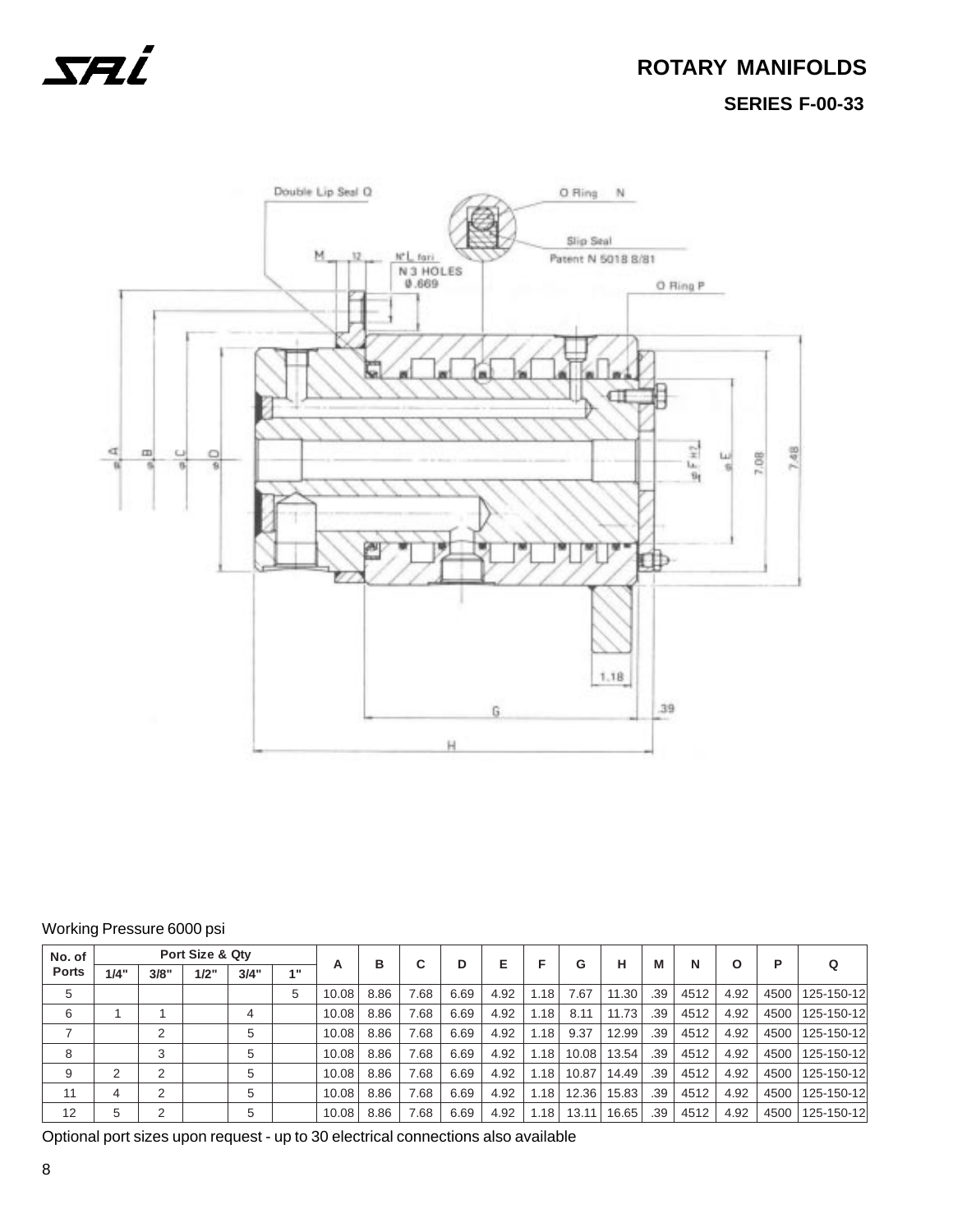# ROTARY MANIFOLDS

## SERIES F-00-33

Working Pressure 6000 psi

| No. of Ports | Port Size & Qty | | | | | A | B | C | D | E | F | G | H | M | N | O | P | Q |
|---|---|---|---|---|---|---|---|---|---|---|---|---|---|---|---|---|---|---|
| | 1/4" | 3/8" | 1/2" | 3/4" | 1" | | | | | | | | | | | | | |
| 5 | | | | | 5 | 10.08 | 8.86 | 7.68 | 6.69 | 4.92 | 1.18 | 7.67 | 11.30 | .39 | 4512 | 4.92 | 4500 | 125-150-12 |
| 6 | 1 | 1 | | 4 | | 10.08 | 8.86 | 7.68 | 6.69 | 4.92 | 1.18 | 8.11 | 11.73 | .39 | 4512 | 4.92 | 4500 | 125-150-12 |
| 7 | | 2 | | 5 | | 10.08 | 8.86 | 7.68 | 6.69 | 4.92 | 1.18 | 9.37 | 12.99 | .39 | 4512 | 4.92 | 4500 | 125-150-12 |
| 8 | | 3 | | 5 | | 10.08 | 8.86 | 7.68 | 6.69 | 4.92 | 1.18 | 10.08 | 13.54 | .39 | 4512 | 4.92 | 4500 | 125-150-12 |
| 9 | 2 | 2 | | 5 | | 10.08 | 8.86 | 7.68 | 6.69 | 4.92 | 1.18 | 10.87 | 14.49 | .39 | 4512 | 4.92 | 4500 | 125-150-12 |
| 11 | 4 | 2 | | 5 | | 10.08 | 8.86 | 7.68 | 6.69 | 4.92 | 1.18 | 12.36 | 15.83 | .39 | 4512 | 4.92 | 4500 | 125-150-12 |
| 12 | 5 | 2 | | 5 | | 10.08 | 8.86 | 7.68 | 6.69 | 4.92 | 1.18 | 13.11 | 16.65 | .39 | 4512 | 4.92 | 4500 | 125-150-12 |

Optional port sizes upon request - up to 30 electrical connections also available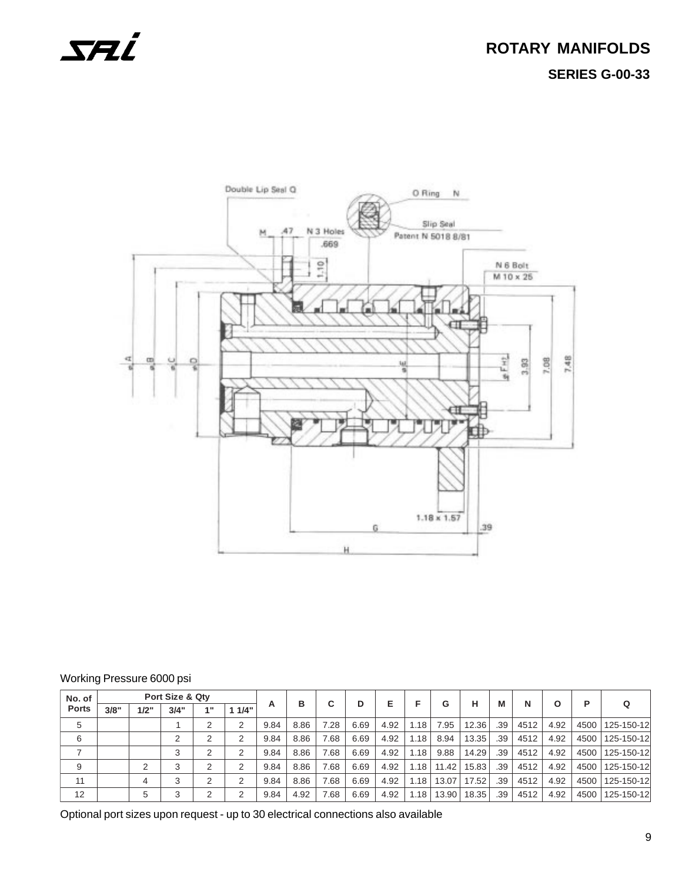# ROTARY MANIFOLDS

## SERIES G-00-33

Double Lip Seal Q

O Ring N

Slip Seal
Patent N 5018 8/81

M .47 N 3 Holes .669

1.10

N 6 Bolt
M 10 x 25

ø A ø B ø C ø D ø E ø F H7 3.93 7.08 7.48

1.18 x 1.57

G .39

H

Working Pressure 6000 psi

| No. of Ports | Port Size & Qty | | | | | A | B | C | D | E | F | G | H | M | N | O | P | Q |
|---|---|---|---|---|---|---|---|---|---|---|---|---|---|---|---|---|---|---|
| | 3/8" | 1/2" | 3/4" | 1" | 1 1/4" | | | | | | | | | | | | | |
| 5 | | | 1 | 2 | 2 | 9.84 | 8.86 | 7.28 | 6.69 | 4.92 | 1.18 | 7.95 | 12.36 | .39 | 4512 | 4.92 | 4500 | 125-150-12 |
| 6 | | | 2 | 2 | 2 | 9.84 | 8.86 | 7.68 | 6.69 | 4.92 | 1.18 | 8.94 | 13.35 | .39 | 4512 | 4.92 | 4500 | 125-150-12 |
| 7 | | | 3 | 2 | 2 | 9.84 | 8.86 | 7.68 | 6.69 | 4.92 | 1.18 | 9.88 | 14.29 | .39 | 4512 | 4.92 | 4500 | 125-150-12 |
| 9 | | 2 | 3 | 2 | 2 | 9.84 | 8.86 | 7.68 | 6.69 | 4.92 | 1.18 | 11.42 | 15.83 | .39 | 4512 | 4.92 | 4500 | 125-150-12 |
| 11 | | 4 | 3 | 2 | 2 | 9.84 | 8.86 | 7.68 | 6.69 | 4.92 | 1.18 | 13.07 | 17.52 | .39 | 4512 | 4.92 | 4500 | 125-150-12 |
| 12 | | 5 | 3 | 2 | 2 | 9.84 | 4.92 | 7.68 | 6.69 | 4.92 | 1.18 | 13.90 | 18.35 | .39 | 4512 | 4.92 | 4500 | 125-150-12 |

Optional port sizes upon request - up to 30 electrical connections also available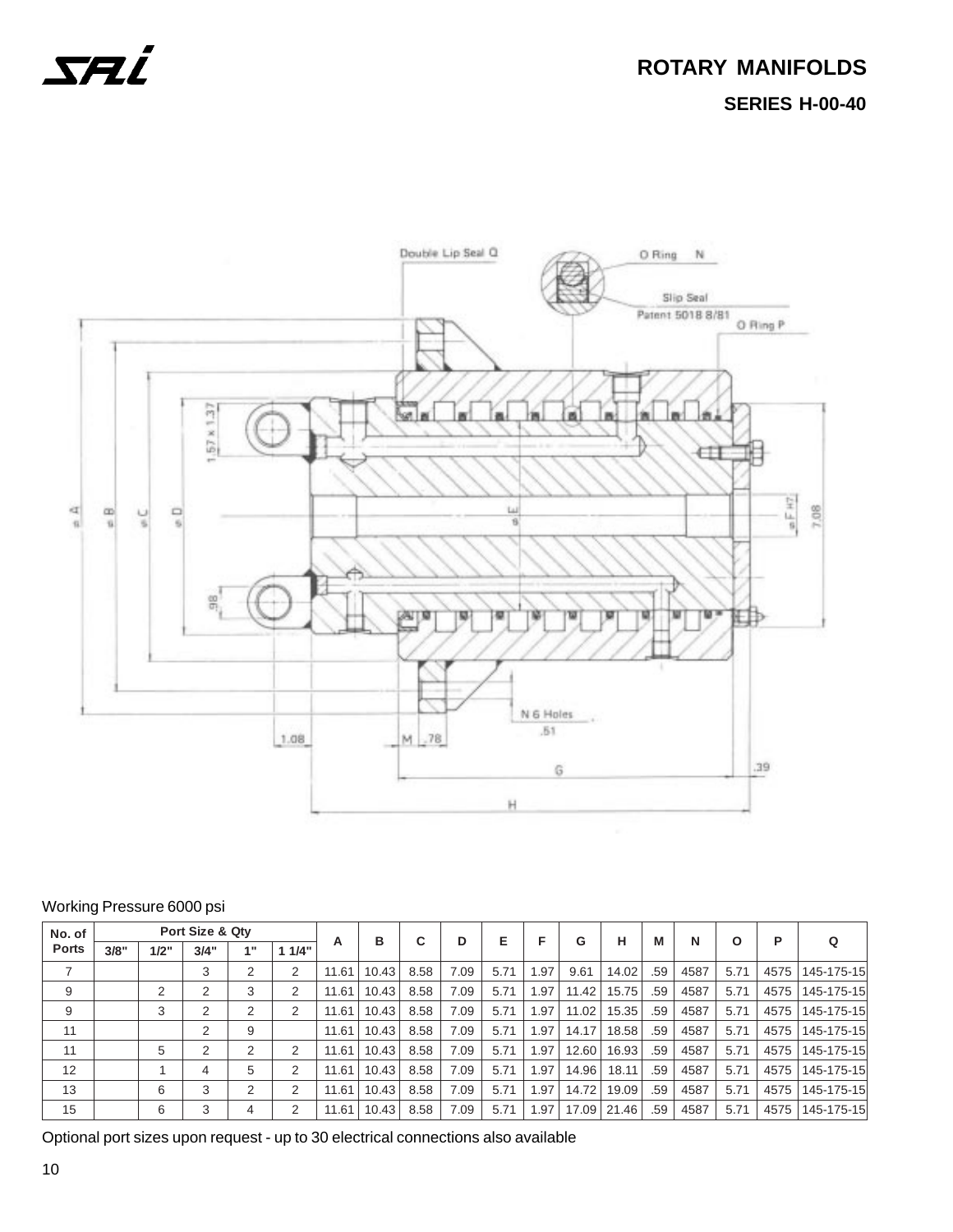# ROTARY MANIFOLDS

## SERIES H-00-40

Working Pressure 6000 psi

| No. of Ports | Port Size & Qty | | | | | A | B | C | D | E | F | G | H | M | N | O | P | Q |
|---|---|---|---|---|---|---|---|---|---|---|---|---|---|---|---|---|---|---|
| | 3/8" | 1/2" | 3/4" | 1" | 1 1/4" | | | | | | | | | | | | | |
| 7 | | | 3 | 2 | 2 | 11.61 | 10.43 | 8.58 | 7.09 | 5.71 | 1.97 | 9.61 | 14.02 | .59 | 4587 | 5.71 | 4575 | 145-175-15 |
| 9 | | 2 | 2 | 3 | 2 | 11.61 | 10.43 | 8.58 | 7.09 | 5.71 | 1.97 | 11.42 | 15.75 | .59 | 4587 | 5.71 | 4575 | 145-175-15 |
| 9 | | 3 | 2 | 2 | 2 | 11.61 | 10.43 | 8.58 | 7.09 | 5.71 | 1.97 | 11.02 | 15.35 | .59 | 4587 | 5.71 | 4575 | 145-175-15 |
| 11 | | | 2 | 9 | | 11.61 | 10.43 | 8.58 | 7.09 | 5.71 | 1.97 | 14.17 | 18.58 | .59 | 4587 | 5.71 | 4575 | 145-175-15 |
| 11 | | 5 | 2 | 2 | 2 | 11.61 | 10.43 | 8.58 | 7.09 | 5.71 | 1.97 | 12.60 | 16.93 | .59 | 4587 | 5.71 | 4575 | 145-175-15 |
| 12 | | 1 | 4 | 5 | 2 | 11.61 | 10.43 | 8.58 | 7.09 | 5.71 | 1.97 | 14.96 | 18.11 | .59 | 4587 | 5.71 | 4575 | 145-175-15 |
| 13 | | 6 | 3 | 2 | 2 | 11.61 | 10.43 | 8.58 | 7.09 | 5.71 | 1.97 | 14.72 | 19.09 | .59 | 4587 | 5.71 | 4575 | 145-175-15 |
| 15 | | 6 | 3 | 4 | 2 | 11.61 | 10.43 | 8.58 | 7.09 | 5.71 | 1.97 | 17.09 | 21.46 | .59 | 4587 | 5.71 | 4575 | 145-175-15 |

Optional port sizes upon request - up to 30 electrical connections also available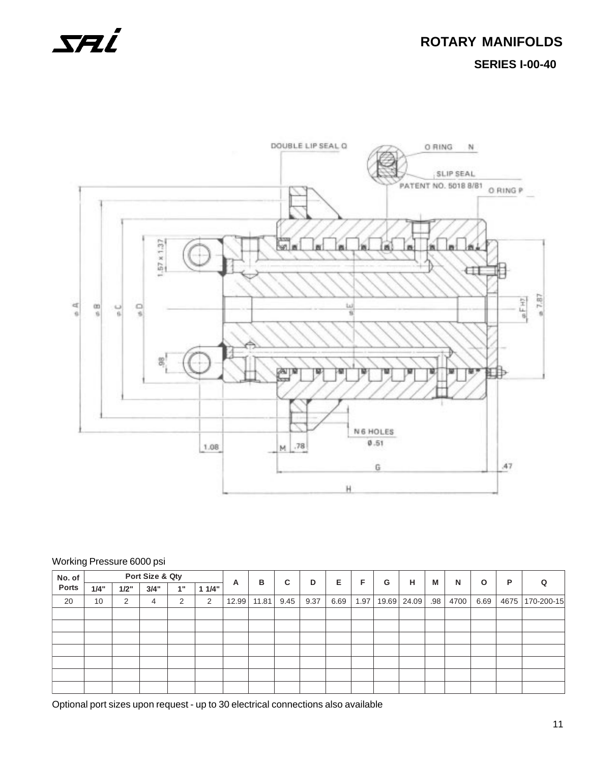# ROTARY MANIFOLDS

## SERIES I-00-40

Working Pressure 6000 psi

| No. of Ports | Port Size & Qty | | | | | A | B | C | D | E | F | G | H | M | N | O | P | Q |
|---|---|---|---|---|---|---|---|---|---|---|---|---|---|---|---|---|---|---|
| | 1/4" | 1/2" | 3/4" | 1" | 1 1/4" | | | | | | | | | | | | | |
| 20 | 10 | 2 | 4 | 2 | 2 | 12.99 | 11.81 | 9.45 | 9.37 | 6.69 | 1.97 | 19.69 | 24.09 | .98 | 4700 | 6.69 | 4675 | 170-200-15 |
| | | | | | | | | | | | | | | | | | | |
| | | | | | | | | | | | | | | | | | | |
| | | | | | | | | | | | | | | | | | | |
| | | | | | | | | | | | | | | | | | | |
| | | | | | | | | | | | | | | | | | | |
| | | | | | | | | | | | | | | | | | | |
| | | | | | | | | | | | | | | | | | | |

Optional port sizes upon request - up to 30 electrical connections also available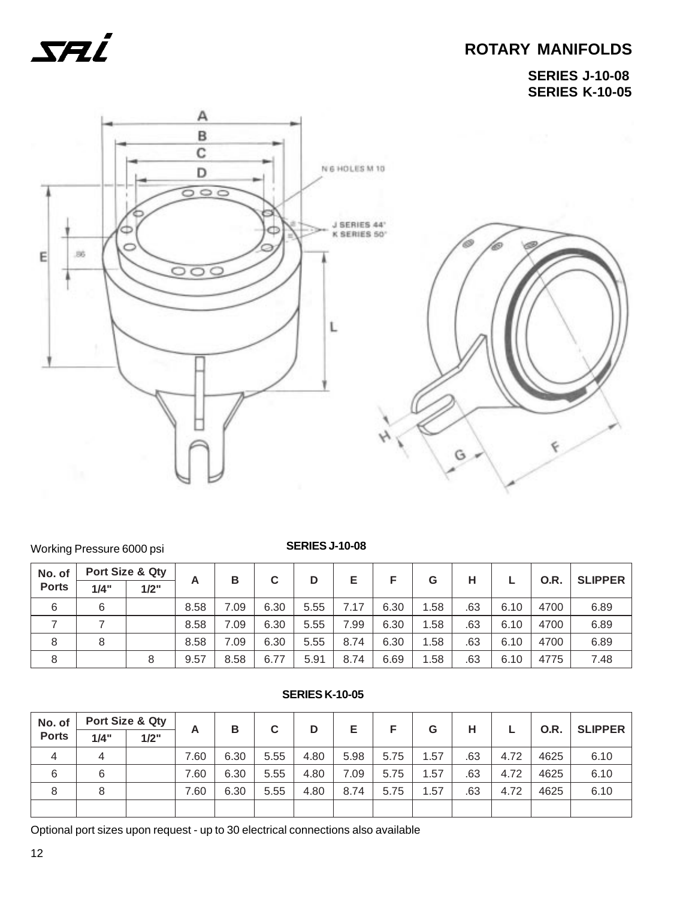# ROTARY MANIFOLDS

## SERIES J-10-08
## SERIES K-10-05

A
B
C
D
N 6 HOLES M 10
J SERIES 44°
K SERIES 50°
E
.86
L
H
G
F

Working Pressure 6000 psi

**SERIES J-10-08**

| No. of Ports | Port Size & Qty | | A | B | C | D | E | F | G | H | L | O.R. | SLIPPER |
|---|---|---|---|---|---|---|---|---|---|---|---|---|---|
| | 1/4" | 1/2" | | | | | | | | | | | |
| 6 | 6 | | 8.58 | 7.09 | 6.30 | 5.55 | 7.17 | 6.30 | 1.58 | .63 | 6.10 | 4700 | 6.89 |
| 7 | 7 | | 8.58 | 7.09 | 6.30 | 5.55 | 7.99 | 6.30 | 1.58 | .63 | 6.10 | 4700 | 6.89 |
| 8 | 8 | | 8.58 | 7.09 | 6.30 | 5.55 | 8.74 | 6.30 | 1.58 | .63 | 6.10 | 4700 | 6.89 |
| 8 | | 8 | 9.57 | 8.58 | 6.77 | 5.91 | 8.74 | 6.69 | 1.58 | .63 | 6.10 | 4775 | 7.48 |

**SERIES K-10-05**

| No. of Ports | Port Size & Qty | | A | B | C | D | E | F | G | H | L | O.R. | SLIPPER |
|---|---|---|---|---|---|---|---|---|---|---|---|---|---|
| | 1/4" | 1/2" | | | | | | | | | | | |
| 4 | 4 | | 7.60 | 6.30 | 5.55 | 4.80 | 5.98 | 5.75 | 1.57 | .63 | 4.72 | 4625 | 6.10 |
| 6 | 6 | | 7.60 | 6.30 | 5.55 | 4.80 | 7.09 | 5.75 | 1.57 | .63 | 4.72 | 4625 | 6.10 |
| 8 | 8 | | 7.60 | 6.30 | 5.55 | 4.80 | 8.74 | 5.75 | 1.57 | .63 | 4.72 | 4625 | 6.10 |
| | | | | | | | | | | | | | |

Optional port sizes upon request - up to 30 electrical connections also available